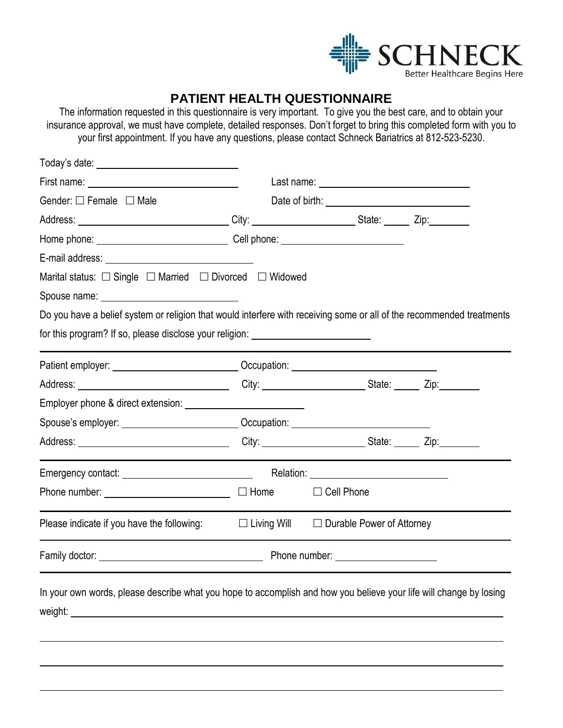SCHNECK
Better Healthcare Begins Here

# PATIENT HEALTH QUESTIONNAIRE

The information requested in this questionnaire is very important. To give you the best care, and to obtain your insurance approval, we must have complete, detailed responses. Don't forget to bring this completed form with you to your first appointment. If you have any questions, please contact Schneck Bariatrics at 812-523-5230.

Today's date: ____________________

First name: ____________________ Last name: ____________________

Gender: ☐ Female ☐ Male Date of birth: ____________________

Address: ____________________ City: ________________ State: _____ Zip: ________

Home phone: ____________________ Cell phone: ____________________

E-mail address: ____________________

Marital status: ☐ Single ☐ Married ☐ Divorced ☐ Widowed

Spouse name: ____________________

Do you have a belief system or religion that would interfere with receiving some or all of the recommended treatments for this program? If so, please disclose your religion: ____________________

---

Patient employer: ____________________ Occupation: ____________________

Address: ____________________ City: ________________ State: _____ Zip: ________

Employer phone & direct extension: ____________________

Spouse's employer: ____________________ Occupation: ____________________

Address: ____________________ City: ________________ State: _____ Zip: ________

---

Emergency contact: ____________________ Relation: ____________________

Phone number: ____________________ ☐ Home ☐ Cell Phone

---

Please indicate if you have the following: ☐ Living Will ☐ Durable Power of Attorney

---

Family doctor: ____________________ Phone number: ____________________

---

In your own words, please describe what you hope to accomplish and how you believe your life will change by losing weight: ________________________________________________

________________________________________________

________________________________________________

________________________________________________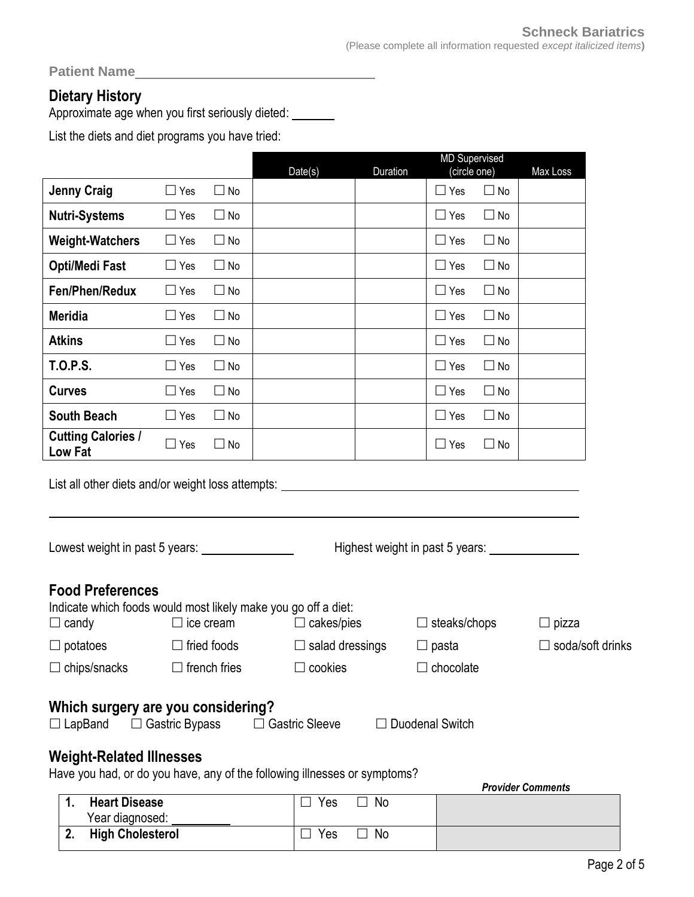**Schneck Bariatrics**
(Please complete all information requested *except italicized items*)

**Patient Name**\_\_\_\_\_\_\_\_\_\_\_\_\_\_\_\_\_\_\_\_\_\_\_\_\_\_\_\_

## Dietary History

Approximate age when you first seriously dieted: \_\_\_\_\_\_

List the diets and diet programs you have tried:

| | | | Date(s) | Duration | MD Supervised (circle one) | | Max Loss |
|---|---|---|---|---|---|---|---|
| **Jenny Craig** | ☐ Yes | ☐ No | | | ☐ Yes | ☐ No | |
| **Nutri-Systems** | ☐ Yes | ☐ No | | | ☐ Yes | ☐ No | |
| **Weight-Watchers** | ☐ Yes | ☐ No | | | ☐ Yes | ☐ No | |
| **Opti/Medi Fast** | ☐ Yes | ☐ No | | | ☐ Yes | ☐ No | |
| **Fen/Phen/Redux** | ☐ Yes | ☐ No | | | ☐ Yes | ☐ No | |
| **Meridia** | ☐ Yes | ☐ No | | | ☐ Yes | ☐ No | |
| **Atkins** | ☐ Yes | ☐ No | | | ☐ Yes | ☐ No | |
| **T.O.P.S.** | ☐ Yes | ☐ No | | | ☐ Yes | ☐ No | |
| **Curves** | ☐ Yes | ☐ No | | | ☐ Yes | ☐ No | |
| **South Beach** | ☐ Yes | ☐ No | | | ☐ Yes | ☐ No | |
| **Cutting Calories / Low Fat** | ☐ Yes | ☐ No | | | ☐ Yes | ☐ No | |

List all other diets and/or weight loss attempts: \_\_\_\_\_\_\_\_\_\_\_\_\_\_\_\_\_\_\_\_\_\_\_\_\_\_\_\_\_\_\_\_\_\_\_\_

\_\_\_\_\_\_\_\_\_\_\_\_\_\_\_\_\_\_\_\_\_\_\_\_\_\_\_\_\_\_\_\_\_\_\_\_\_\_\_\_\_\_\_\_\_\_\_\_\_\_\_\_\_\_\_\_\_\_\_\_\_\_\_\_

Lowest weight in past 5 years: \_\_\_\_\_\_\_\_\_\_\_\_ Highest weight in past 5 years: \_\_\_\_\_\_\_\_\_\_\_\_

## Food Preferences

Indicate which foods would most likely make you go off a diet:

☐ candy ☐ ice cream ☐ cakes/pies ☐ steaks/chops ☐ pizza

☐ potatoes ☐ fried foods ☐ salad dressings ☐ pasta ☐ soda/soft drinks

☐ chips/snacks ☐ french fries ☐ cookies ☐ chocolate

## Which surgery are you considering?

☐ LapBand ☐ Gastric Bypass ☐ Gastric Sleeve ☐ Duodenal Switch

## Weight-Related Illnesses

Have you had, or do you have, any of the following illnesses or symptoms?

| | | | *Provider Comments* |
|---|---|---|---|
| **1. Heart Disease** Year diagnosed: \_\_\_\_\_\_ | ☐ Yes | ☐ No | |
| **2. High Cholesterol** | ☐ Yes | ☐ No | |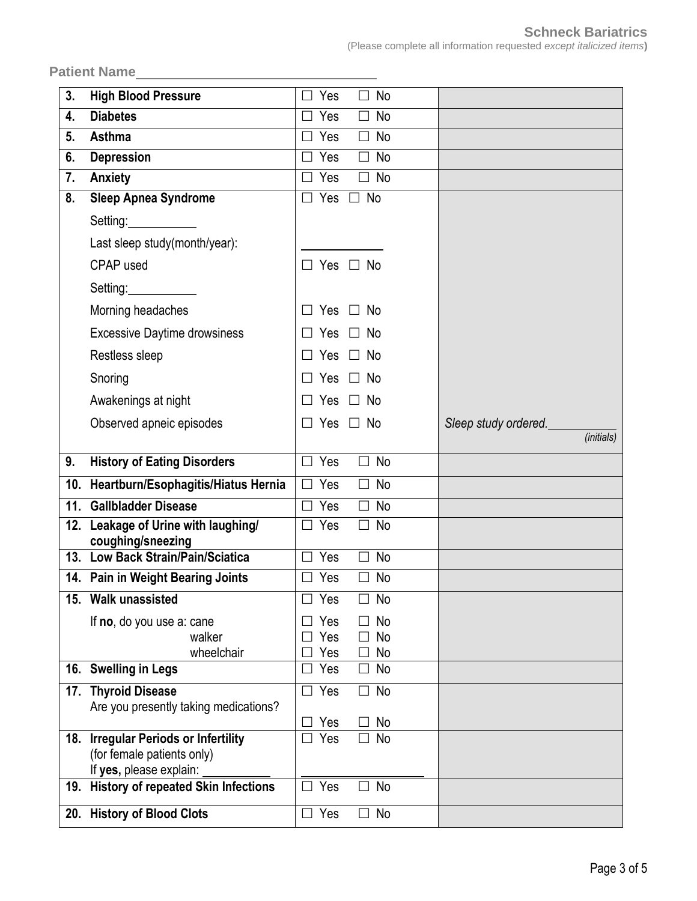**Schneck Bariatrics**
(Please complete all information requested *except italicized items*)

**Patient Name**\_\_\_\_\_\_\_\_\_\_\_\_\_\_\_\_\_\_\_\_\_\_\_\_\_\_\_\_\_\_\_\_

| | | | |
|---|---|---|---|
| **3.** | **High Blood Pressure** | ☐ Yes ☐ No | |
| **4.** | **Diabetes** | ☐ Yes ☐ No | |
| **5.** | **Asthma** | ☐ Yes ☐ No | |
| **6.** | **Depression** | ☐ Yes ☐ No | |
| **7.** | **Anxiety** | ☐ Yes ☐ No | |
| **8.** | **Sleep Apnea Syndrome** | ☐ Yes ☐ No | |
| | Setting:\_\_\_\_\_\_\_\_\_\_\_ | | |
| | Last sleep study(month/year): | \_\_\_\_\_\_\_\_\_\_\_\_ | |
| | CPAP used | ☐ Yes ☐ No | |
| | Setting:\_\_\_\_\_\_\_\_\_\_\_ | | |
| | Morning headaches | ☐ Yes ☐ No | |
| | Excessive Daytime drowsiness | ☐ Yes ☐ No | |
| | Restless sleep | ☐ Yes ☐ No | |
| | Snoring | ☐ Yes ☐ No | |
| | Awakenings at night | ☐ Yes ☐ No | |
| | Observed apneic episodes | ☐ Yes ☐ No | *Sleep study ordered.*\_\_\_\_\_\_\_\_\_\_\_ *(initials)* |
| **9.** | **History of Eating Disorders** | ☐ Yes ☐ No | |
| **10.** | **Heartburn/Esophagitis/Hiatus Hernia** | ☐ Yes ☐ No | |
| **11.** | **Gallbladder Disease** | ☐ Yes ☐ No | |
| **12.** | **Leakage of Urine with laughing/ coughing/sneezing** | ☐ Yes ☐ No | |
| **13.** | **Low Back Strain/Pain/Sciatica** | ☐ Yes ☐ No | |
| **14.** | **Pain in Weight Bearing Joints** | ☐ Yes ☐ No | |
| **15.** | **Walk unassisted** | ☐ Yes ☐ No | |
| | If **no**, do you use a: cane | ☐ Yes ☐ No | |
| | walker | ☐ Yes ☐ No | |
| | wheelchair | ☐ Yes ☐ No | |
| **16.** | **Swelling in Legs** | ☐ Yes ☐ No | |
| **17.** | **Thyroid Disease** | ☐ Yes ☐ No | |
| | Are you presently taking medications? | ☐ Yes ☐ No | |
| **18.** | **Irregular Periods or Infertility** (for female patients only) If **yes,** please explain: \_\_\_\_\_\_\_\_\_\_\_ | ☐ Yes ☐ No \_\_\_\_\_\_\_\_\_\_\_\_\_\_\_\_\_\_\_\_ | |
| **19.** | **History of repeated Skin Infections** | ☐ Yes ☐ No | |
| **20.** | **History of Blood Clots** | ☐ Yes ☐ No | |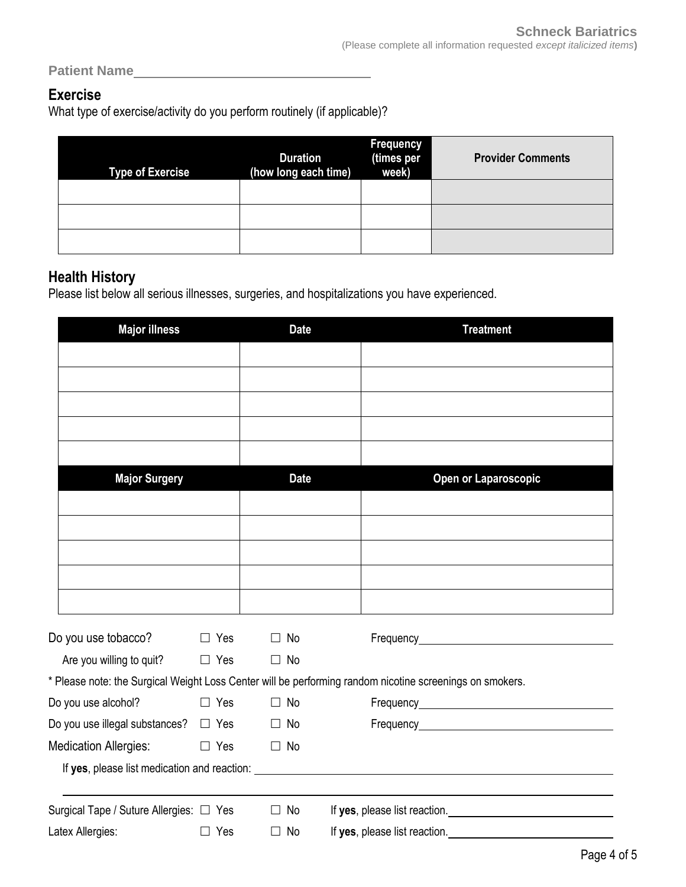**Schneck Bariatrics**
(Please complete all information requested *except italicized items*)

**Patient Name**\_\_\_\_\_\_\_\_\_\_\_\_\_\_\_\_\_\_\_\_\_\_\_\_\_\_\_\_\_\_\_\_

## Exercise

What type of exercise/activity do you perform routinely (if applicable)?

| Type of Exercise | Duration (how long each time) | Frequency (times per week) | Provider Comments |
|---|---|---|---|
| | | | |
| | | | |
| | | | |

## Health History

Please list below all serious illnesses, surgeries, and hospitalizations you have experienced.

| Major illness | Date | Treatment |
|---|---|---|
| | | |
| | | |
| | | |
| | | |
| | | |
| **Major Surgery** | **Date** | **Open or Laparoscopic** |
| | | |
| | | |
| | | |
| | | |
| | | |

Do you use tobacco? ☐ Yes ☐ No Frequency\_\_\_\_\_\_\_\_\_\_\_\_\_\_\_\_\_\_\_\_\_\_\_\_\_\_\_\_

Are you willing to quit? ☐ Yes ☐ No

* Please note: the Surgical Weight Loss Center will be performing random nicotine screenings on smokers.

Do you use alcohol? ☐ Yes ☐ No Frequency\_\_\_\_\_\_\_\_\_\_\_\_\_\_\_\_\_\_\_\_\_\_\_\_\_\_\_\_

Do you use illegal substances? ☐ Yes ☐ No Frequency\_\_\_\_\_\_\_\_\_\_\_\_\_\_\_\_\_\_\_\_\_\_\_\_\_\_\_\_

Medication Allergies: ☐ Yes ☐ No

If **yes**, please list medication and reaction: \_\_\_\_\_\_\_\_\_\_\_\_\_\_\_\_\_\_\_\_\_\_\_\_\_\_\_\_\_\_\_\_\_\_\_\_\_\_\_\_\_\_\_\_

\_\_\_\_\_\_\_\_\_\_\_\_\_\_\_\_\_\_\_\_\_\_\_\_\_\_\_\_\_\_\_\_\_\_\_\_\_\_\_\_\_\_\_\_\_\_\_\_\_\_\_\_\_\_\_\_\_\_\_\_\_\_\_\_\_\_\_\_\_\_\_\_\_\_\_\_\_\_\_\_\_\_

Surgical Tape / Suture Allergies: ☐ Yes ☐ No If **yes**, please list reaction.\_\_\_\_\_\_\_\_\_\_\_\_\_\_\_\_\_\_\_\_\_\_\_\_

Latex Allergies: ☐ Yes ☐ No If **yes**, please list reaction.\_\_\_\_\_\_\_\_\_\_\_\_\_\_\_\_\_\_\_\_\_\_\_\_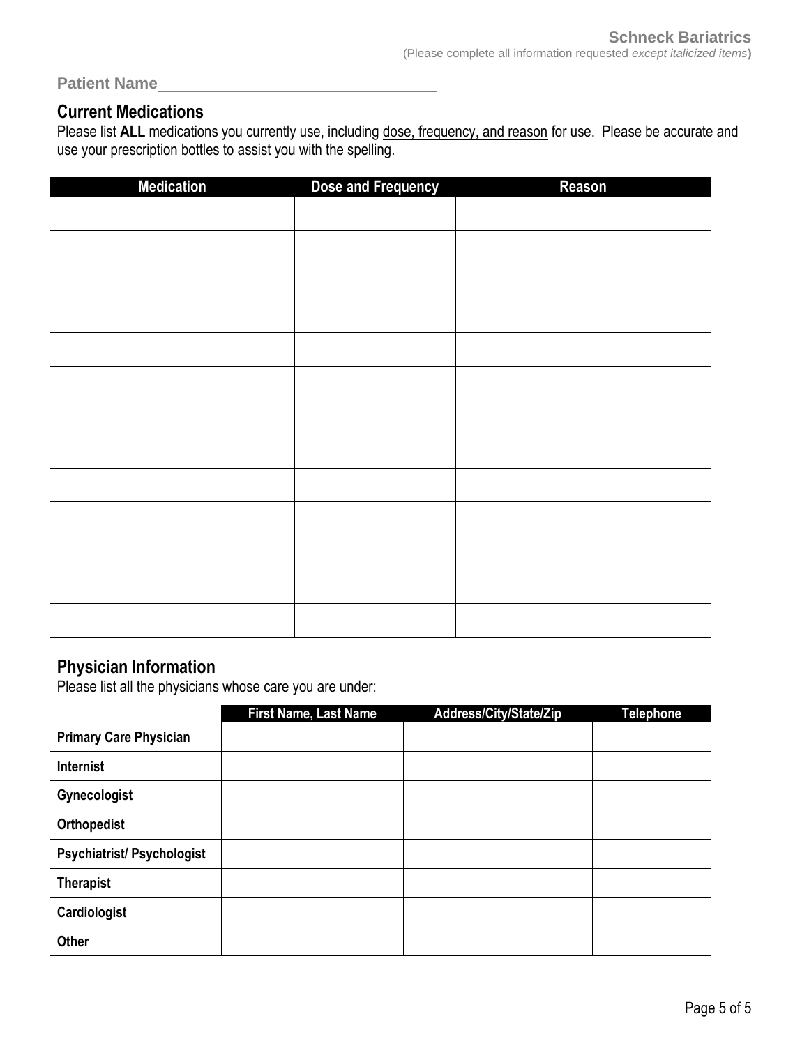**Schneck Bariatrics**
(Please complete all information requested *except italicized items*)

**Patient Name**________________________________

## Current Medications

Please list **ALL** medications you currently use, including dose, frequency, and reason for use. Please be accurate and use your prescription bottles to assist you with the spelling.

| Medication | Dose and Frequency | Reason |
|---|---|---|
| | | |
| | | |
| | | |
| | | |
| | | |
| | | |
| | | |
| | | |
| | | |
| | | |
| | | |
| | | |
| | | |

## Physician Information

Please list all the physicians whose care you are under:

| | First Name, Last Name | Address/City/State/Zip | Telephone |
|---|---|---|---|
| **Primary Care Physician** | | | |
| **Internist** | | | |
| **Gynecologist** | | | |
| **Orthopedist** | | | |
| **Psychiatrist/ Psychologist** | | | |
| **Therapist** | | | |
| **Cardiologist** | | | |
| **Other** | | | |